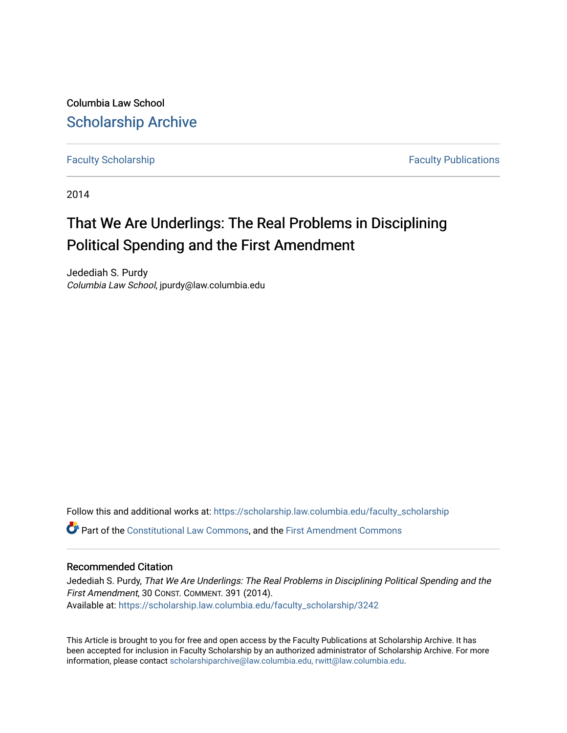Columbia Law School

# Scholarship Archive

Faculty Scholarship | Faculty Publications

2014

# That We Are Underlings: The Real Problems in Disciplining Political Spending and the First Amendment

Jedediah S. Purdy
*Columbia Law School*, jpurdy@law.columbia.edu

Follow this and additional works at: https://scholarship.law.columbia.edu/faculty_scholarship

Part of the Constitutional Law Commons, and the First Amendment Commons

## Recommended Citation

Jedediah S. Purdy, *That We Are Underlings: The Real Problems in Disciplining Political Spending and the First Amendment*, 30 Const. Comment. 391 (2014).
Available at: https://scholarship.law.columbia.edu/faculty_scholarship/3242

This Article is brought to you for free and open access by the Faculty Publications at Scholarship Archive. It has been accepted for inclusion in Faculty Scholarship by an authorized administrator of Scholarship Archive. For more information, please contact scholarshiparchive@law.columbia.edu, rwitt@law.columbia.edu.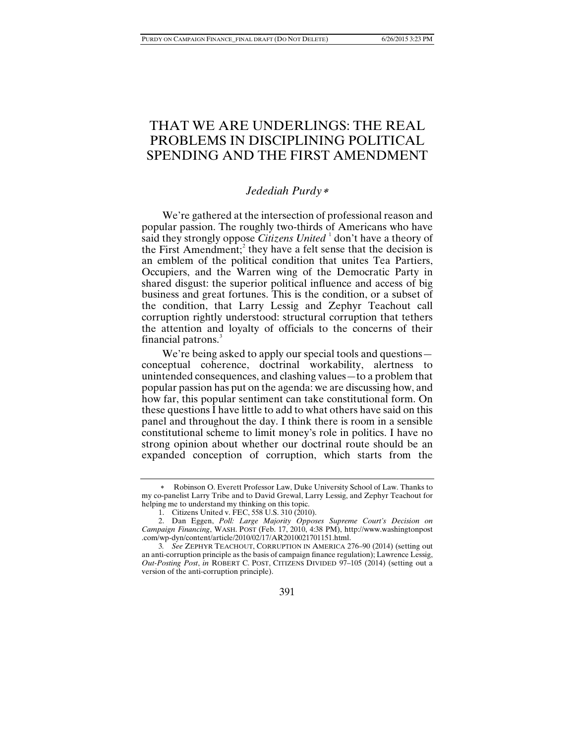# THAT WE ARE UNDERLINGS: THE REAL PROBLEMS IN DISCIPLINING POLITICAL SPENDING AND THE FIRST AMENDMENT

*Jedediah Purdy* *

We're gathered at the intersection of professional reason and popular passion. The roughly two-thirds of Americans who have said they strongly oppose *Citizens United*[1] don't have a theory of the First Amendment;[2] they have a felt sense that the decision is an emblem of the political condition that unites Tea Partiers, Occupiers, and the Warren wing of the Democratic Party in shared disgust: the superior political influence and access of big business and great fortunes. This is the condition, or a subset of the condition, that Larry Lessig and Zephyr Teachout call corruption rightly understood: structural corruption that tethers the attention and loyalty of officials to the concerns of their financial patrons.[3]

We're being asked to apply our special tools and questions—conceptual coherence, doctrinal workability, alertness to unintended consequences, and clashing values—to a problem that popular passion has put on the agenda: we are discussing how, and how far, this popular sentiment can take constitutional form. On these questions I have little to add to what others have said on this panel and throughout the day. I think there is room in a sensible constitutional scheme to limit money's role in politics. I have no strong opinion about whether our doctrinal route should be an expanded conception of corruption, which starts from the

---

\* Robinson O. Everett Professor Law, Duke University School of Law. Thanks to my co-panelist Larry Tribe and to David Grewal, Larry Lessig, and Zephyr Teachout for helping me to understand my thinking on this topic.

1. Citizens United v. FEC, 558 U.S. 310 (2010).

2. Dan Eggen, *Poll: Large Majority Opposes Supreme Court's Decision on Campaign Financing*, WASH. POST (Feb. 17, 2010, 4:38 PM), http://www.washingtonpost.com/wp-dyn/content/article/2010/02/17/AR2010021701151.html.

3. *See* ZEPHYR TEACHOUT, CORRUPTION IN AMERICA 276–90 (2014) (setting out an anti-corruption principle as the basis of campaign finance regulation); Lawrence Lessig, *Out-Posting Post*, *in* ROBERT C. POST, CITIZENS DIVIDED 97–105 (2014) (setting out a version of the anti-corruption principle).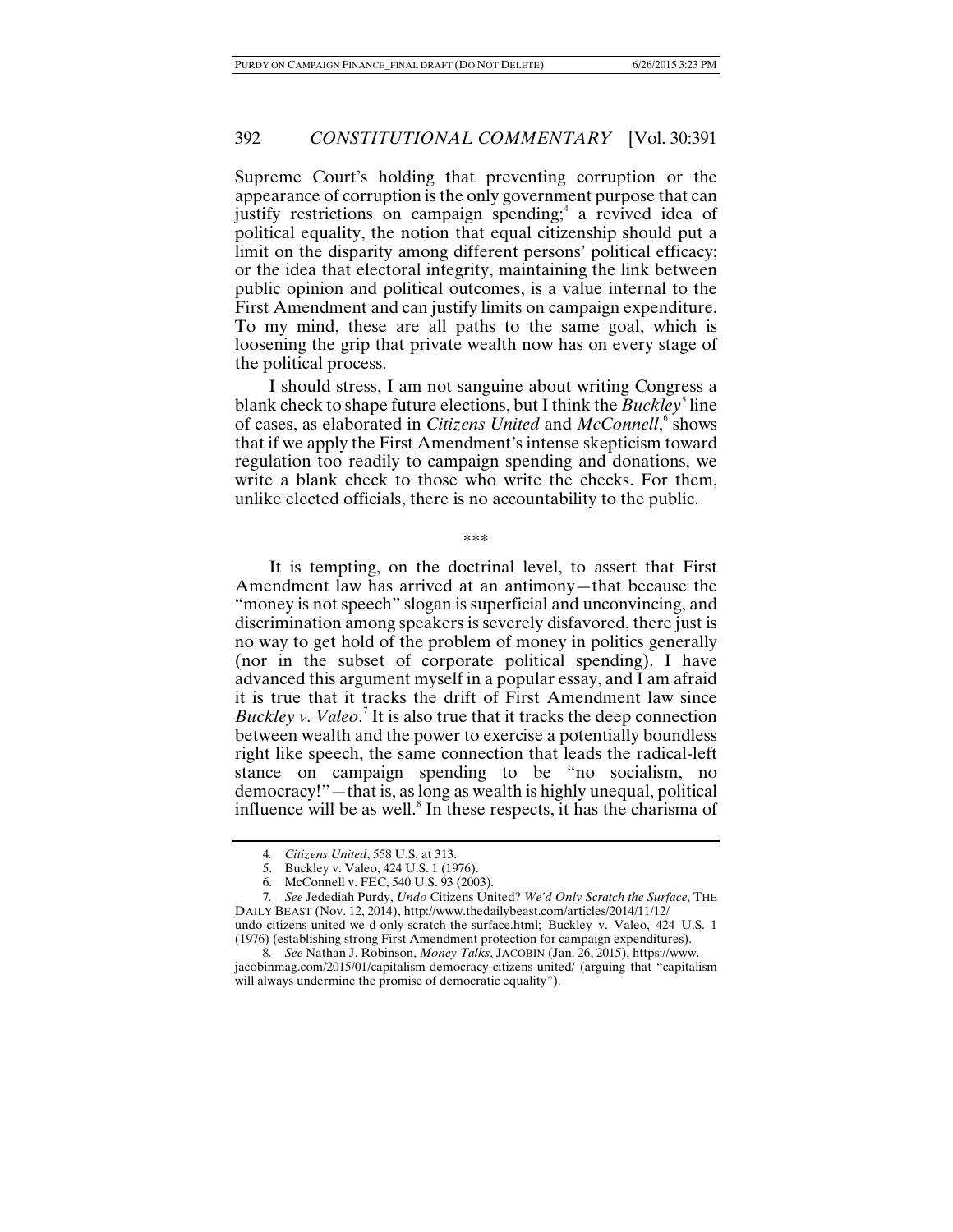Supreme Court's holding that preventing corruption or the appearance of corruption is the only government purpose that can justify restrictions on campaign spending;[4] a revived idea of political equality, the notion that equal citizenship should put a limit on the disparity among different persons' political efficacy; or the idea that electoral integrity, maintaining the link between public opinion and political outcomes, is a value internal to the First Amendment and can justify limits on campaign expenditure. To my mind, these are all paths to the same goal, which is loosening the grip that private wealth now has on every stage of the political process.

I should stress, I am not sanguine about writing Congress a blank check to shape future elections, but I think the *Buckley*[5] line of cases, as elaborated in *Citizens United* and *McConnell*,[6] shows that if we apply the First Amendment's intense skepticism toward regulation too readily to campaign spending and donations, we write a blank check to those who write the checks. For them, unlike elected officials, there is no accountability to the public.

\*\*\*

It is tempting, on the doctrinal level, to assert that First Amendment law has arrived at an antimony—that because the "money is not speech" slogan is superficial and unconvincing, and discrimination among speakers is severely disfavored, there just is no way to get hold of the problem of money in politics generally (nor in the subset of corporate political spending). I have advanced this argument myself in a popular essay, and I am afraid it is true that it tracks the drift of First Amendment law since *Buckley v. Valeo*.[7] It is also true that it tracks the deep connection between wealth and the power to exercise a potentially boundless right like speech, the same connection that leads the radical-left stance on campaign spending to be "no socialism, no democracy!"—that is, as long as wealth is highly unequal, political influence will be as well.[8] In these respects, it has the charisma of

---

4. *Citizens United*, 558 U.S. at 313.

5. Buckley v. Valeo, 424 U.S. 1 (1976).

6. McConnell v. FEC, 540 U.S. 93 (2003).

7. *See* Jedediah Purdy, *Undo* Citizens United? *We'd Only Scratch the Surface*, THE DAILY BEAST (Nov. 12, 2014), http://www.thedailybeast.com/articles/2014/11/12/undo-citizens-united-we-d-only-scratch-the-surface.html; Buckley v. Valeo, 424 U.S. 1 (1976) (establishing strong First Amendment protection for campaign expenditures).

8. *See* Nathan J. Robinson, *Money Talks*, JACOBIN (Jan. 26, 2015), https://www.jacobinmag.com/2015/01/capitalism-democracy-citizens-united/ (arguing that "capitalism will always undermine the promise of democratic equality").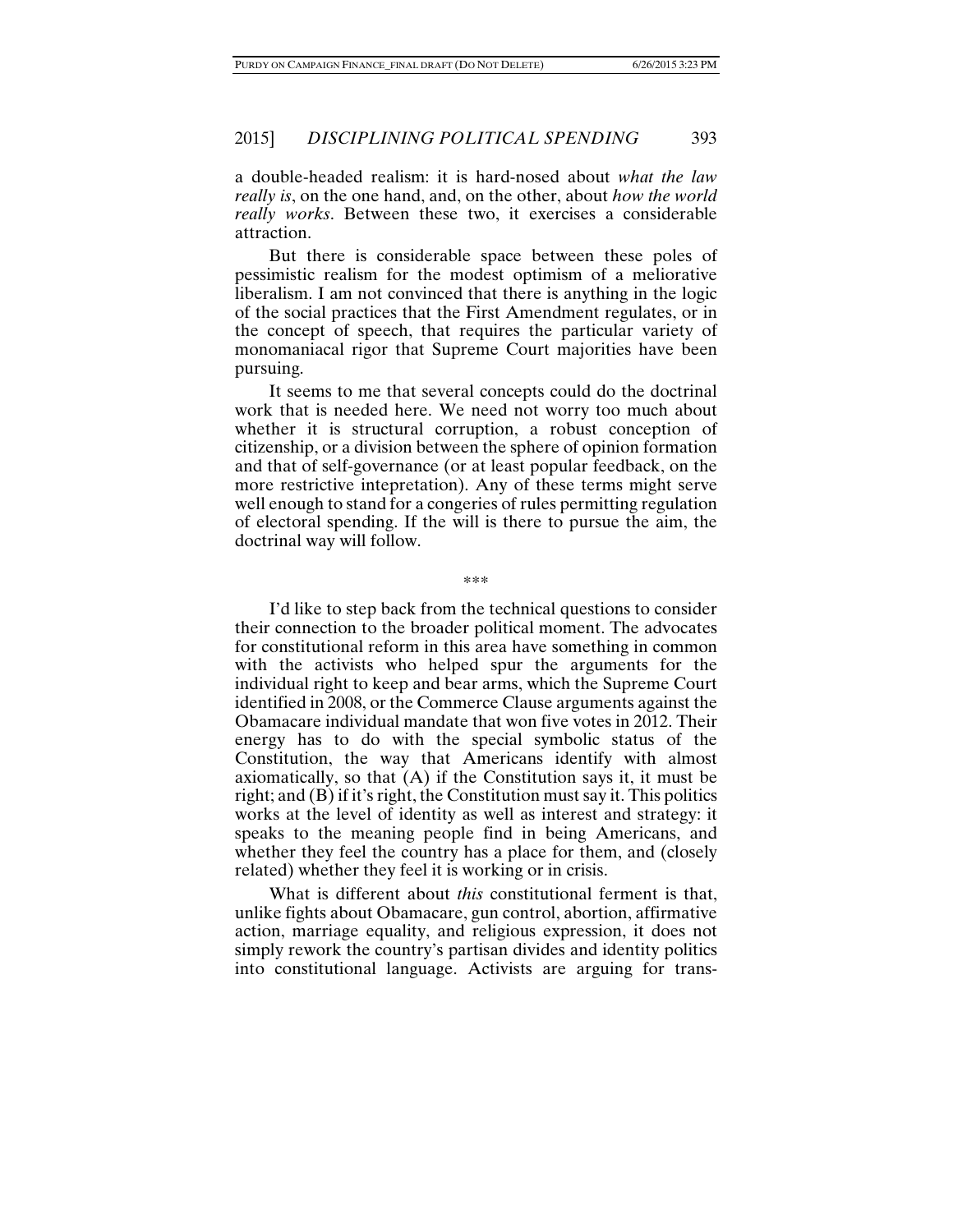a double-headed realism: it is hard-nosed about *what the law really is*, on the one hand, and, on the other, about *how the world really works*. Between these two, it exercises a considerable attraction.

But there is considerable space between these poles of pessimistic realism for the modest optimism of a meliorative liberalism. I am not convinced that there is anything in the logic of the social practices that the First Amendment regulates, or in the concept of speech, that requires the particular variety of monomaniacal rigor that Supreme Court majorities have been pursuing.

It seems to me that several concepts could do the doctrinal work that is needed here. We need not worry too much about whether it is structural corruption, a robust conception of citizenship, or a division between the sphere of opinion formation and that of self-governance (or at least popular feedback, on the more restrictive intepretation). Any of these terms might serve well enough to stand for a congeries of rules permitting regulation of electoral spending. If the will is there to pursue the aim, the doctrinal way will follow.

\*\*\*

I'd like to step back from the technical questions to consider their connection to the broader political moment. The advocates for constitutional reform in this area have something in common with the activists who helped spur the arguments for the individual right to keep and bear arms, which the Supreme Court identified in 2008, or the Commerce Clause arguments against the Obamacare individual mandate that won five votes in 2012. Their energy has to do with the special symbolic status of the Constitution, the way that Americans identify with almost axiomatically, so that (A) if the Constitution says it, it must be right; and (B) if it's right, the Constitution must say it. This politics works at the level of identity as well as interest and strategy: it speaks to the meaning people find in being Americans, and whether they feel the country has a place for them, and (closely related) whether they feel it is working or in crisis.

What is different about *this* constitutional ferment is that, unlike fights about Obamacare, gun control, abortion, affirmative action, marriage equality, and religious expression, it does not simply rework the country's partisan divides and identity politics into constitutional language. Activists are arguing for trans-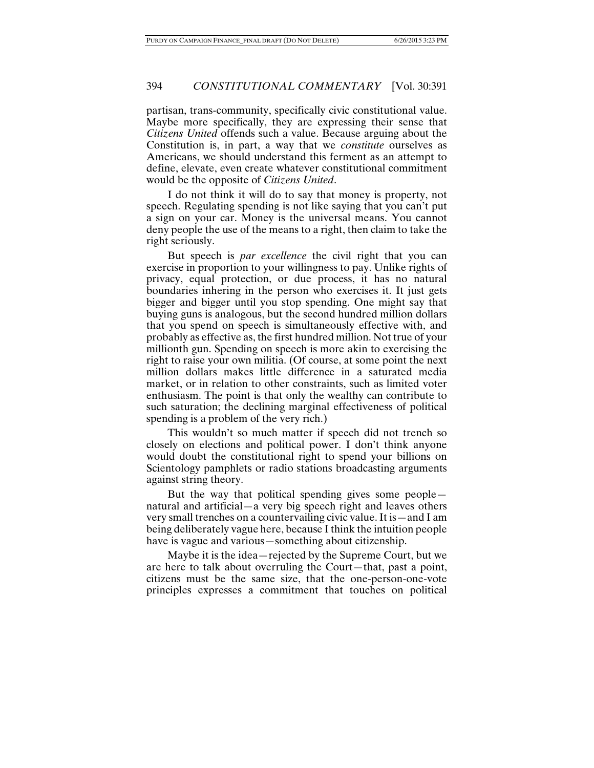partisan, trans-community, specifically civic constitutional value. Maybe more specifically, they are expressing their sense that *Citizens United* offends such a value. Because arguing about the Constitution is, in part, a way that we *constitute* ourselves as Americans, we should understand this ferment as an attempt to define, elevate, even create whatever constitutional commitment would be the opposite of *Citizens United*.

I do not think it will do to say that money is property, not speech. Regulating spending is not like saying that you can't put a sign on your car. Money is the universal means. You cannot deny people the use of the means to a right, then claim to take the right seriously.

But speech is *par excellence* the civil right that you can exercise in proportion to your willingness to pay. Unlike rights of privacy, equal protection, or due process, it has no natural boundaries inhering in the person who exercises it. It just gets bigger and bigger until you stop spending. One might say that buying guns is analogous, but the second hundred million dollars that you spend on speech is simultaneously effective with, and probably as effective as, the first hundred million. Not true of your millionth gun. Spending on speech is more akin to exercising the right to raise your own militia. (Of course, at some point the next million dollars makes little difference in a saturated media market, or in relation to other constraints, such as limited voter enthusiasm. The point is that only the wealthy can contribute to such saturation; the declining marginal effectiveness of political spending is a problem of the very rich.)

This wouldn't so much matter if speech did not trench so closely on elections and political power. I don't think anyone would doubt the constitutional right to spend your billions on Scientology pamphlets or radio stations broadcasting arguments against string theory.

But the way that political spending gives some people—natural and artificial—a very big speech right and leaves others very small trenches on a countervailing civic value. It is—and I am being deliberately vague here, because I think the intuition people have is vague and various—something about citizenship.

Maybe it is the idea—rejected by the Supreme Court, but we are here to talk about overruling the Court—that, past a point, citizens must be the same size, that the one-person-one-vote principles expresses a commitment that touches on political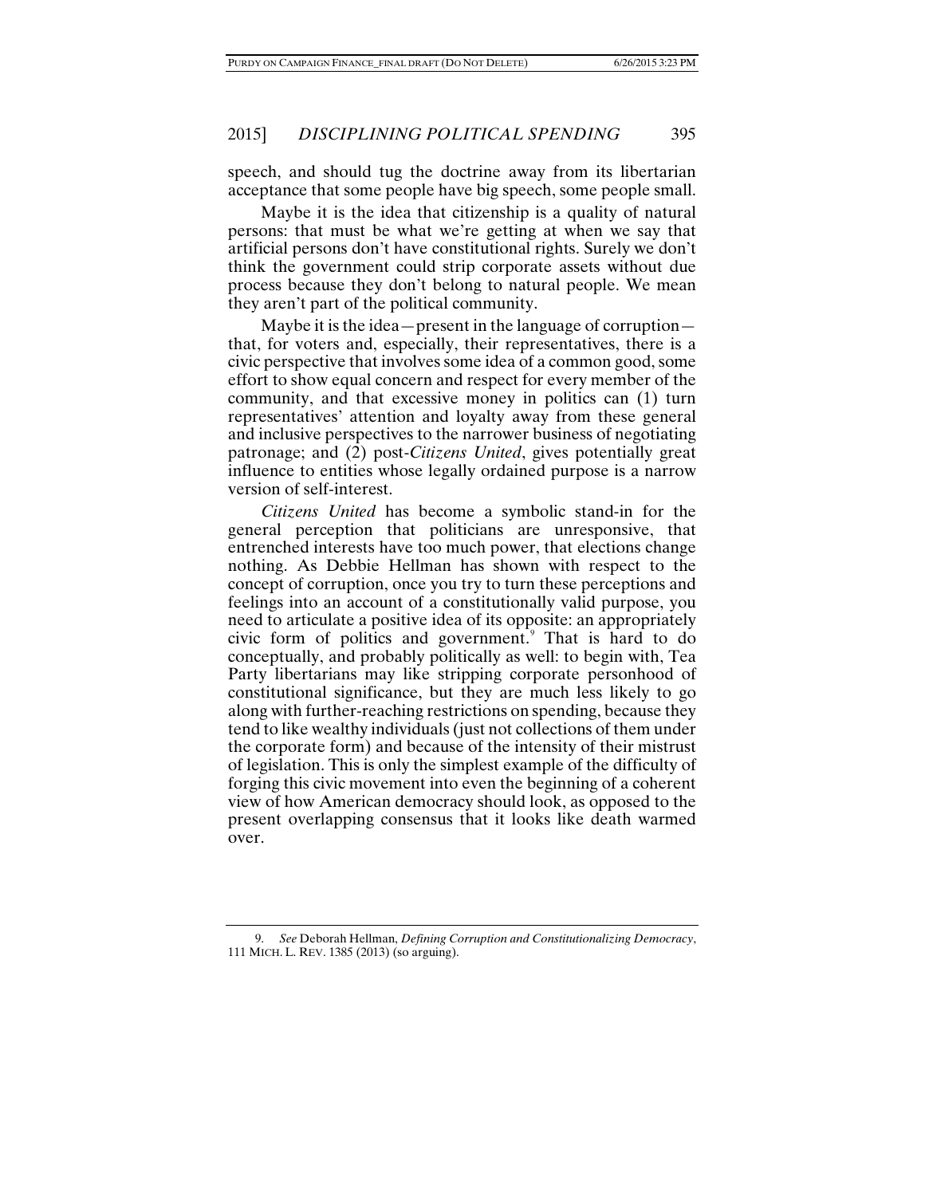speech, and should tug the doctrine away from its libertarian acceptance that some people have big speech, some people small.

Maybe it is the idea that citizenship is a quality of natural persons: that must be what we're getting at when we say that artificial persons don't have constitutional rights. Surely we don't think the government could strip corporate assets without due process because they don't belong to natural people. We mean they aren't part of the political community.

Maybe it is the idea—present in the language of corruption—that, for voters and, especially, their representatives, there is a civic perspective that involves some idea of a common good, some effort to show equal concern and respect for every member of the community, and that excessive money in politics can (1) turn representatives' attention and loyalty away from these general and inclusive perspectives to the narrower business of negotiating patronage; and (2) post-*Citizens United*, gives potentially great influence to entities whose legally ordained purpose is a narrow version of self-interest.

*Citizens United* has become a symbolic stand-in for the general perception that politicians are unresponsive, that entrenched interests have too much power, that elections change nothing. As Debbie Hellman has shown with respect to the concept of corruption, once you try to turn these perceptions and feelings into an account of a constitutionally valid purpose, you need to articulate a positive idea of its opposite: an appropriately civic form of politics and government.[9] That is hard to do conceptually, and probably politically as well: to begin with, Tea Party libertarians may like stripping corporate personhood of constitutional significance, but they are much less likely to go along with further-reaching restrictions on spending, because they tend to like wealthy individuals (just not collections of them under the corporate form) and because of the intensity of their mistrust of legislation. This is only the simplest example of the difficulty of forging this civic movement into even the beginning of a coherent view of how American democracy should look, as opposed to the present overlapping consensus that it looks like death warmed over.

9. *See* Deborah Hellman, *Defining Corruption and Constitutionalizing Democracy*, 111 MICH. L. REV. 1385 (2013) (so arguing).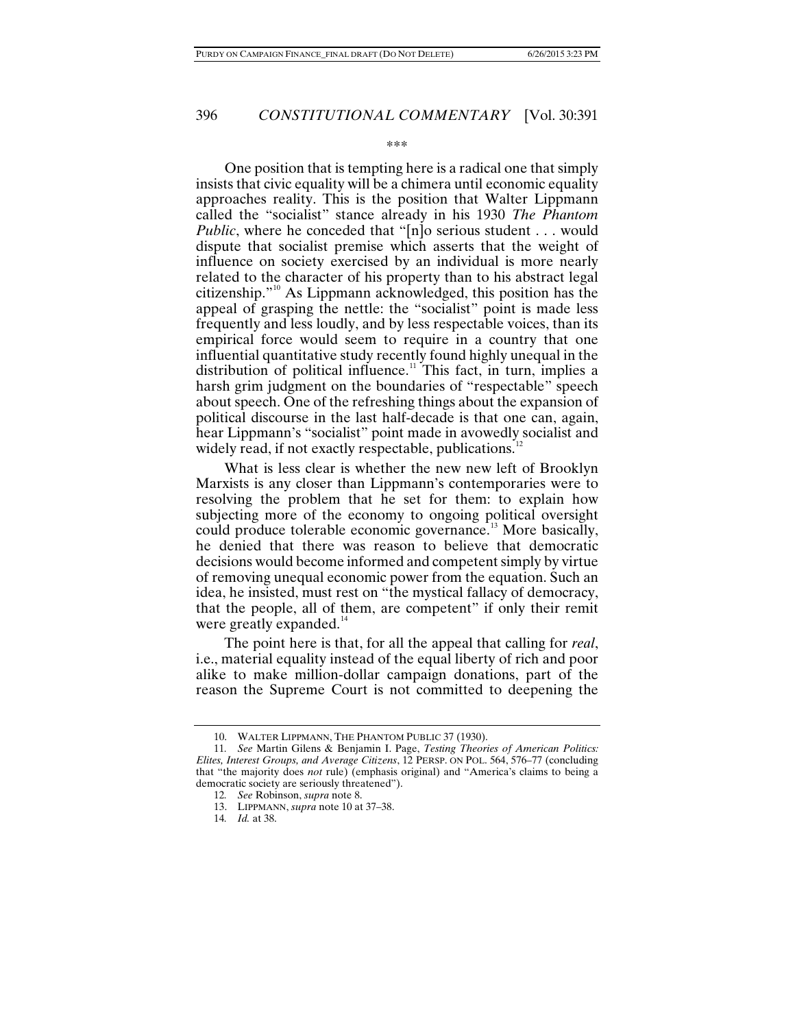\*\*\*

One position that is tempting here is a radical one that simply insists that civic equality will be a chimera until economic equality approaches reality. This is the position that Walter Lippmann called the "socialist" stance already in his 1930 *The Phantom Public*, where he conceded that "[n]o serious student . . . would dispute that socialist premise which asserts that the weight of influence on society exercised by an individual is more nearly related to the character of his property than to his abstract legal citizenship."[10] As Lippmann acknowledged, this position has the appeal of grasping the nettle: the "socialist" point is made less frequently and less loudly, and by less respectable voices, than its empirical force would seem to require in a country that one influential quantitative study recently found highly unequal in the distribution of political influence.[11] This fact, in turn, implies a harsh grim judgment on the boundaries of "respectable" speech about speech. One of the refreshing things about the expansion of political discourse in the last half-decade is that one can, again, hear Lippmann's "socialist" point made in avowedly socialist and widely read, if not exactly respectable, publications.[12]

What is less clear is whether the new new left of Brooklyn Marxists is any closer than Lippmann's contemporaries were to resolving the problem that he set for them: to explain how subjecting more of the economy to ongoing political oversight could produce tolerable economic governance.[13] More basically, he denied that there was reason to believe that democratic decisions would become informed and competent simply by virtue of removing unequal economic power from the equation. Such an idea, he insisted, must rest on "the mystical fallacy of democracy, that the people, all of them, are competent" if only their remit were greatly expanded.[14]

The point here is that, for all the appeal that calling for *real*, i.e., material equality instead of the equal liberty of rich and poor alike to make million-dollar campaign donations, part of the reason the Supreme Court is not committed to deepening the

---

10. WALTER LIPPMANN, THE PHANTOM PUBLIC 37 (1930).

11. *See* Martin Gilens & Benjamin I. Page, *Testing Theories of American Politics: Elites, Interest Groups, and Average Citizens*, 12 PERSP. ON POL. 564, 576–77 (concluding that "the majority does *not* rule) (emphasis original) and "America's claims to being a democratic society are seriously threatened").

12. *See* Robinson, *supra* note 8.

13. LIPPMANN, *supra* note 10 at 37–38.

14. *Id.* at 38.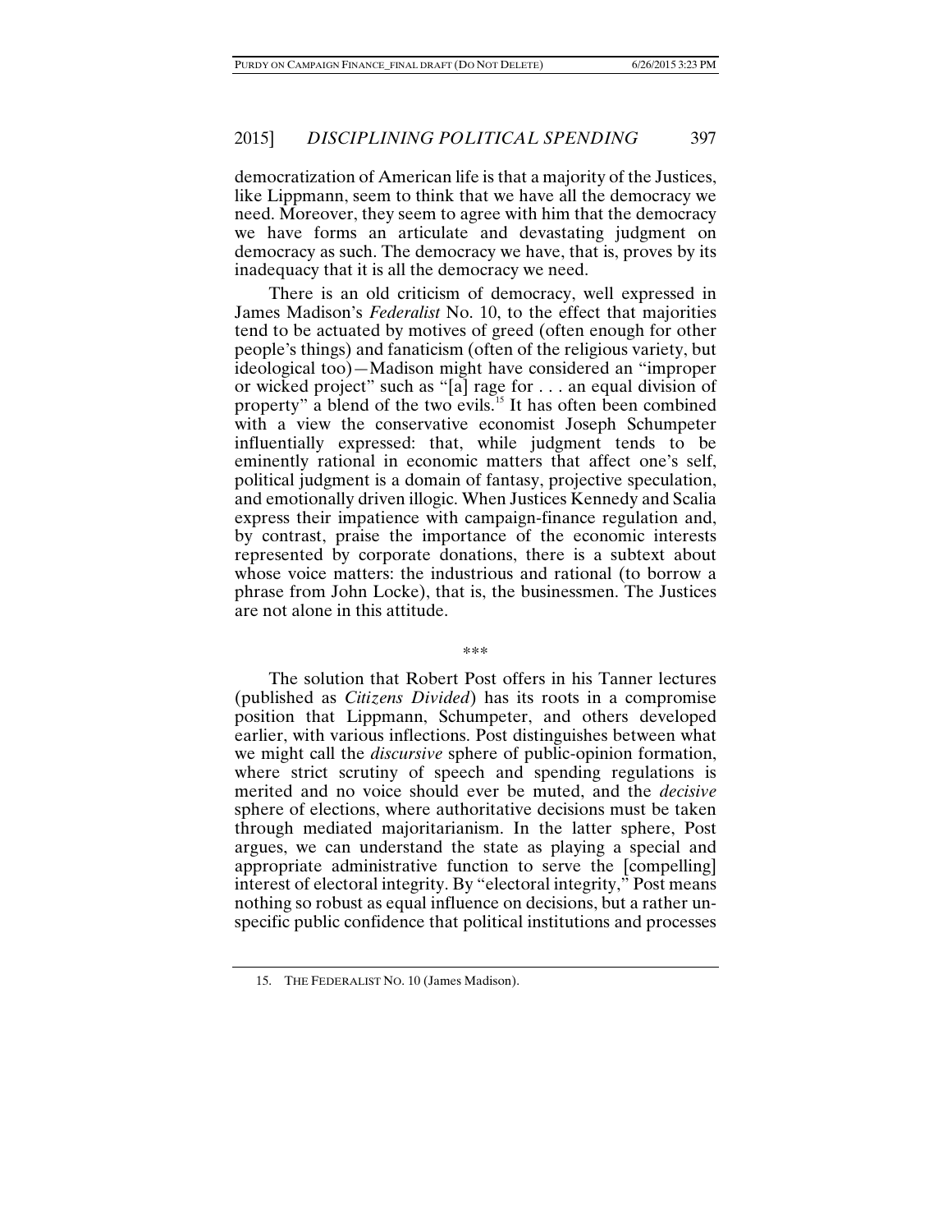democratization of American life is that a majority of the Justices, like Lippmann, seem to think that we have all the democracy we need. Moreover, they seem to agree with him that the democracy we have forms an articulate and devastating judgment on democracy as such. The democracy we have, that is, proves by its inadequacy that it is all the democracy we need.

There is an old criticism of democracy, well expressed in James Madison's *Federalist* No. 10, to the effect that majorities tend to be actuated by motives of greed (often enough for other people's things) and fanaticism (often of the religious variety, but ideological too)—Madison might have considered an "improper or wicked project" such as "[a] rage for . . . an equal division of property" a blend of the two evils.[15] It has often been combined with a view the conservative economist Joseph Schumpeter influentially expressed: that, while judgment tends to be eminently rational in economic matters that affect one's self, political judgment is a domain of fantasy, projective speculation, and emotionally driven illogic. When Justices Kennedy and Scalia express their impatience with campaign-finance regulation and, by contrast, praise the importance of the economic interests represented by corporate donations, there is a subtext about whose voice matters: the industrious and rational (to borrow a phrase from John Locke), that is, the businessmen. The Justices are not alone in this attitude.

\*\*\*

The solution that Robert Post offers in his Tanner lectures (published as *Citizens Divided*) has its roots in a compromise position that Lippmann, Schumpeter, and others developed earlier, with various inflections. Post distinguishes between what we might call the *discursive* sphere of public-opinion formation, where strict scrutiny of speech and spending regulations is merited and no voice should ever be muted, and the *decisive* sphere of elections, where authoritative decisions must be taken through mediated majoritarianism. In the latter sphere, Post argues, we can understand the state as playing a special and appropriate administrative function to serve the [compelling] interest of electoral integrity. By "electoral integrity," Post means nothing so robust as equal influence on decisions, but a rather un-specific public confidence that political institutions and processes

15. THE FEDERALIST NO. 10 (James Madison).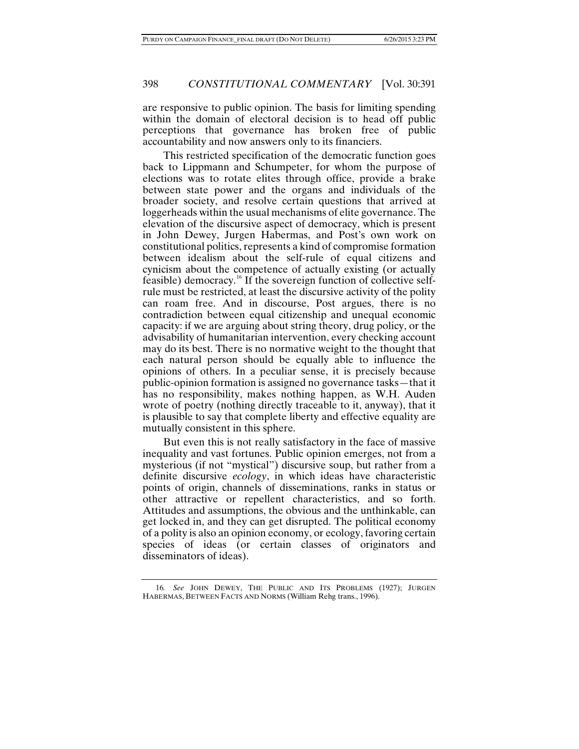are responsive to public opinion. The basis for limiting spending within the domain of electoral decision is to head off public perceptions that governance has broken free of public accountability and now answers only to its financiers.

This restricted specification of the democratic function goes back to Lippmann and Schumpeter, for whom the purpose of elections was to rotate elites through office, provide a brake between state power and the organs and individuals of the broader society, and resolve certain questions that arrived at loggerheads within the usual mechanisms of elite governance. The elevation of the discursive aspect of democracy, which is present in John Dewey, Jurgen Habermas, and Post's own work on constitutional politics, represents a kind of compromise formation between idealism about the self-rule of equal citizens and cynicism about the competence of actually existing (or actually feasible) democracy.[16] If the sovereign function of collective self-rule must be restricted, at least the discursive activity of the polity can roam free. And in discourse, Post argues, there is no contradiction between equal citizenship and unequal economic capacity: if we are arguing about string theory, drug policy, or the advisability of humanitarian intervention, every checking account may do its best. There is no normative weight to the thought that each natural person should be equally able to influence the opinions of others. In a peculiar sense, it is precisely because public-opinion formation is assigned no governance tasks—that it has no responsibility, makes nothing happen, as W.H. Auden wrote of poetry (nothing directly traceable to it, anyway), that it is plausible to say that complete liberty and effective equality are mutually consistent in this sphere.

But even this is not really satisfactory in the face of massive inequality and vast fortunes. Public opinion emerges, not from a mysterious (if not "mystical") discursive soup, but rather from a definite discursive *ecology*, in which ideas have characteristic points of origin, channels of disseminations, ranks in status or other attractive or repellent characteristics, and so forth. Attitudes and assumptions, the obvious and the unthinkable, can get locked in, and they can get disrupted. The political economy of a polity is also an opinion economy, or ecology, favoring certain species of ideas (or certain classes of originators and disseminators of ideas).

---

16. *See* JOHN DEWEY, THE PUBLIC AND ITS PROBLEMS (1927); JURGEN HABERMAS, BETWEEN FACTS AND NORMS (William Rehg trans., 1996).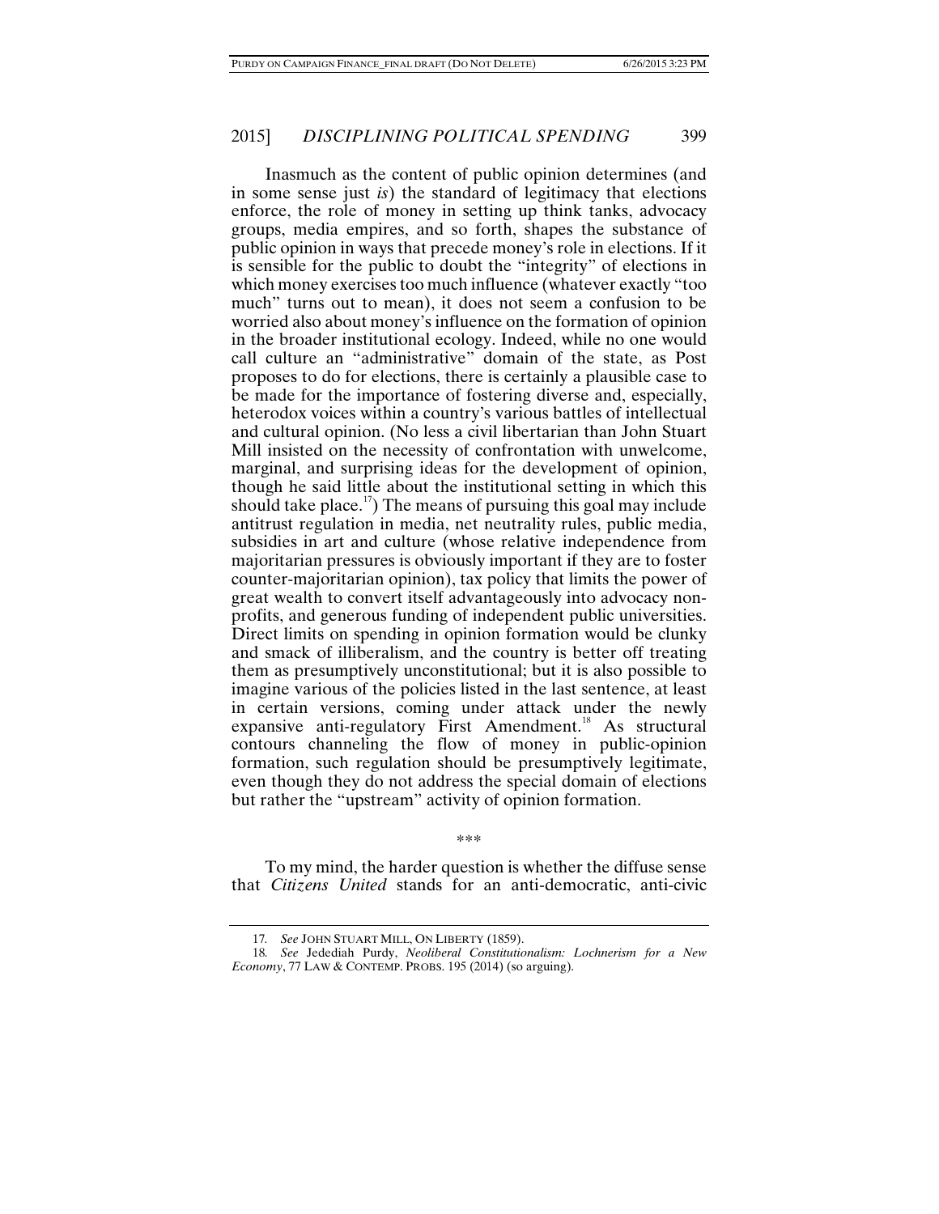Inasmuch as the content of public opinion determines (and in some sense just *is*) the standard of legitimacy that elections enforce, the role of money in setting up think tanks, advocacy groups, media empires, and so forth, shapes the substance of public opinion in ways that precede money's role in elections. If it is sensible for the public to doubt the "integrity" of elections in which money exercises too much influence (whatever exactly "too much" turns out to mean), it does not seem a confusion to be worried also about money's influence on the formation of opinion in the broader institutional ecology. Indeed, while no one would call culture an "administrative" domain of the state, as Post proposes to do for elections, there is certainly a plausible case to be made for the importance of fostering diverse and, especially, heterodox voices within a country's various battles of intellectual and cultural opinion. (No less a civil libertarian than John Stuart Mill insisted on the necessity of confrontation with unwelcome, marginal, and surprising ideas for the development of opinion, though he said little about the institutional setting in which this should take place.[17]) The means of pursuing this goal may include antitrust regulation in media, net neutrality rules, public media, subsidies in art and culture (whose relative independence from majoritarian pressures is obviously important if they are to foster counter-majoritarian opinion), tax policy that limits the power of great wealth to convert itself advantageously into advocacy non-profits, and generous funding of independent public universities. Direct limits on spending in opinion formation would be clunky and smack of illiberalism, and the country is better off treating them as presumptively unconstitutional; but it is also possible to imagine various of the policies listed in the last sentence, at least in certain versions, coming under attack under the newly expansive anti-regulatory First Amendment.[18] As structural contours channeling the flow of money in public-opinion formation, such regulation should be presumptively legitimate, even though they do not address the special domain of elections but rather the "upstream" activity of opinion formation.

\*\*\*

To my mind, the harder question is whether the diffuse sense that *Citizens United* stands for an anti-democratic, anti-civic

---

17. *See* JOHN STUART MILL, ON LIBERTY (1859).

18. *See* Jedediah Purdy, *Neoliberal Constitutionalism: Lochnerism for a New Economy*, 77 LAW & CONTEMP. PROBS. 195 (2014) (so arguing).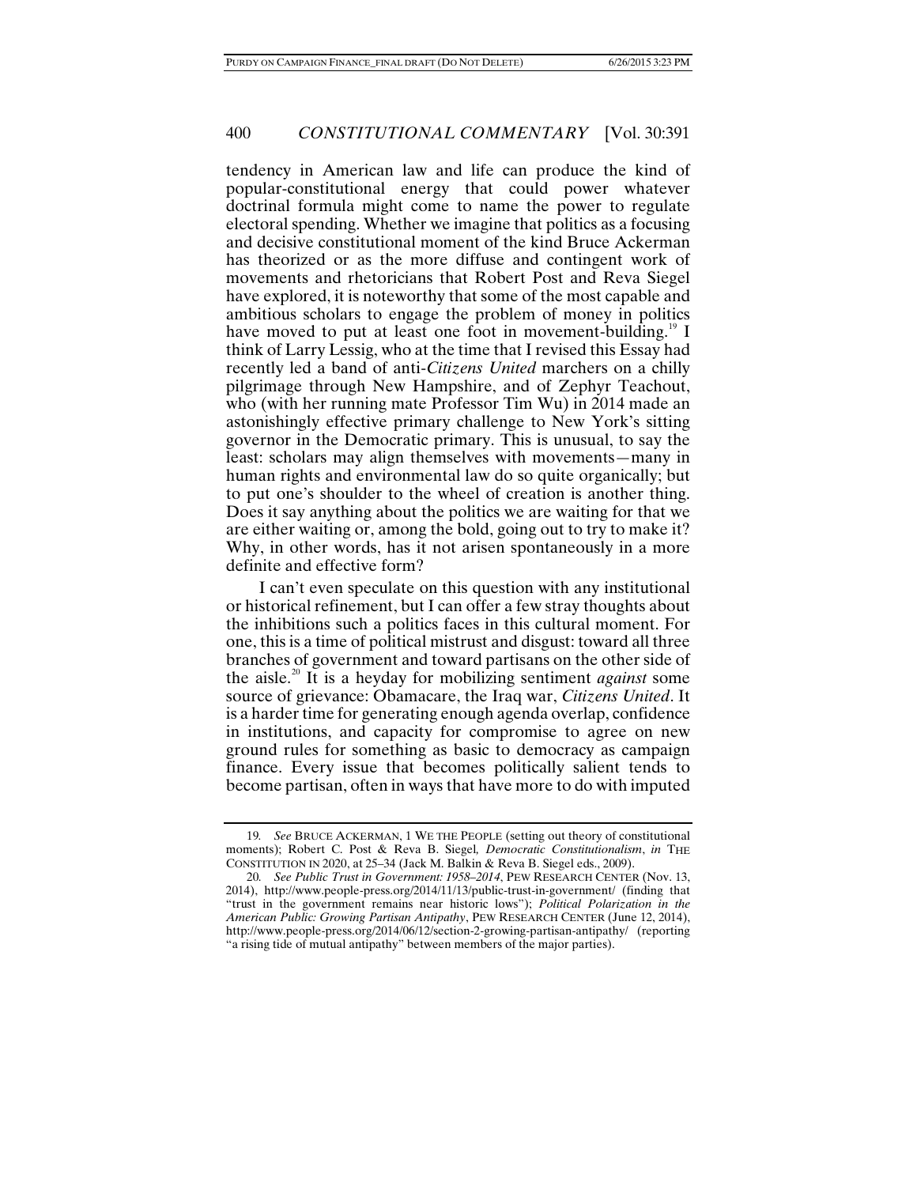tendency in American law and life can produce the kind of popular-constitutional energy that could power whatever doctrinal formula might come to name the power to regulate electoral spending. Whether we imagine that politics as a focusing and decisive constitutional moment of the kind Bruce Ackerman has theorized or as the more diffuse and contingent work of movements and rhetoricians that Robert Post and Reva Siegel have explored, it is noteworthy that some of the most capable and ambitious scholars to engage the problem of money in politics have moved to put at least one foot in movement-building.[19] I think of Larry Lessig, who at the time that I revised this Essay had recently led a band of anti-*Citizens United* marchers on a chilly pilgrimage through New Hampshire, and of Zephyr Teachout, who (with her running mate Professor Tim Wu) in 2014 made an astonishingly effective primary challenge to New York's sitting governor in the Democratic primary. This is unusual, to say the least: scholars may align themselves with movements—many in human rights and environmental law do so quite organically; but to put one's shoulder to the wheel of creation is another thing. Does it say anything about the politics we are waiting for that we are either waiting or, among the bold, going out to try to make it? Why, in other words, has it not arisen spontaneously in a more definite and effective form?

I can't even speculate on this question with any institutional or historical refinement, but I can offer a few stray thoughts about the inhibitions such a politics faces in this cultural moment. For one, this is a time of political mistrust and disgust: toward all three branches of government and toward partisans on the other side of the aisle.[20] It is a heyday for mobilizing sentiment *against* some source of grievance: Obamacare, the Iraq war, *Citizens United*. It is a harder time for generating enough agenda overlap, confidence in institutions, and capacity for compromise to agree on new ground rules for something as basic to democracy as campaign finance. Every issue that becomes politically salient tends to become partisan, often in ways that have more to do with imputed

---

19. *See* BRUCE ACKERMAN, 1 WE THE PEOPLE (setting out theory of constitutional moments); Robert C. Post & Reva B. Siegel, *Democratic Constitutionalism*, *in* THE CONSTITUTION IN 2020, at 25–34 (Jack M. Balkin & Reva B. Siegel eds., 2009).

20. *See Public Trust in Government: 1958–2014*, PEW RESEARCH CENTER (Nov. 13, 2014), http://www.people-press.org/2014/11/13/public-trust-in-government/ (finding that "trust in the government remains near historic lows"); *Political Polarization in the American Public: Growing Partisan Antipathy*, PEW RESEARCH CENTER (June 12, 2014), http://www.people-press.org/2014/06/12/section-2-growing-partisan-antipathy/ (reporting "a rising tide of mutual antipathy" between members of the major parties).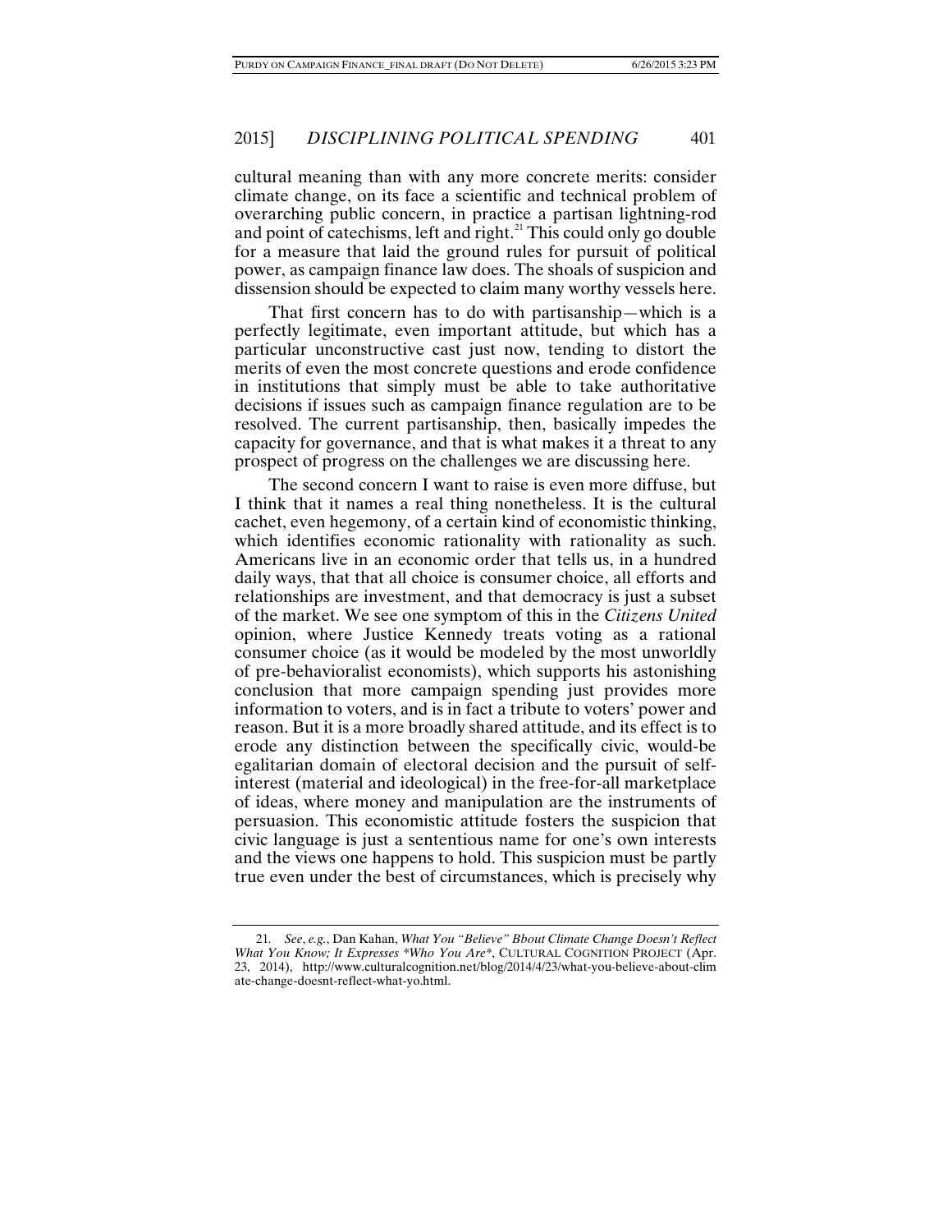cultural meaning than with any more concrete merits: consider climate change, on its face a scientific and technical problem of overarching public concern, in practice a partisan lightning-rod and point of catechisms, left and right.[21] This could only go double for a measure that laid the ground rules for pursuit of political power, as campaign finance law does. The shoals of suspicion and dissension should be expected to claim many worthy vessels here.

That first concern has to do with partisanship—which is a perfectly legitimate, even important attitude, but which has a particular unconstructive cast just now, tending to distort the merits of even the most concrete questions and erode confidence in institutions that simply must be able to take authoritative decisions if issues such as campaign finance regulation are to be resolved. The current partisanship, then, basically impedes the capacity for governance, and that is what makes it a threat to any prospect of progress on the challenges we are discussing here.

The second concern I want to raise is even more diffuse, but I think that it names a real thing nonetheless. It is the cultural cachet, even hegemony, of a certain kind of economistic thinking, which identifies economic rationality with rationality as such. Americans live in an economic order that tells us, in a hundred daily ways, that that all choice is consumer choice, all efforts and relationships are investment, and that democracy is just a subset of the market. We see one symptom of this in the *Citizens United* opinion, where Justice Kennedy treats voting as a rational consumer choice (as it would be modeled by the most unworldly of pre-behavioralist economists), which supports his astonishing conclusion that more campaign spending just provides more information to voters, and is in fact a tribute to voters' power and reason. But it is a more broadly shared attitude, and its effect is to erode any distinction between the specifically civic, would-be egalitarian domain of electoral decision and the pursuit of self-interest (material and ideological) in the free-for-all marketplace of ideas, where money and manipulation are the instruments of persuasion. This economistic attitude fosters the suspicion that civic language is just a sententious name for one's own interests and the views one happens to hold. This suspicion must be partly true even under the best of circumstances, which is precisely why

21. *See, e.g.*, Dan Kahan, *What You "Believe" Bbout Climate Change Doesn't Reflect What You Know; It Expresses \*Who You Are\**, CULTURAL COGNITION PROJECT (Apr. 23, 2014), http://www.culturalcognition.net/blog/2014/4/23/what-you-believe-about-climate-change-doesnt-reflect-what-yo.html.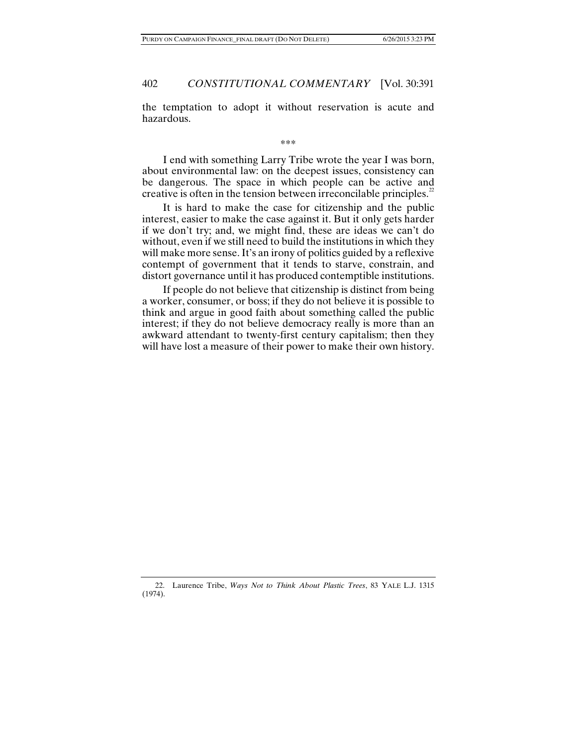the temptation to adopt it without reservation is acute and hazardous.

\*\*\*

I end with something Larry Tribe wrote the year I was born, about environmental law: on the deepest issues, consistency can be dangerous. The space in which people can be active and creative is often in the tension between irreconcilable principles.[22]

It is hard to make the case for citizenship and the public interest, easier to make the case against it. But it only gets harder if we don't try; and, we might find, these are ideas we can't do without, even if we still need to build the institutions in which they will make more sense. It's an irony of politics guided by a reflexive contempt of government that it tends to starve, constrain, and distort governance until it has produced contemptible institutions.

If people do not believe that citizenship is distinct from being a worker, consumer, or boss; if they do not believe it is possible to think and argue in good faith about something called the public interest; if they do not believe democracy really is more than an awkward attendant to twenty-first century capitalism; then they will have lost a measure of their power to make their own history.

---

22. Laurence Tribe, *Ways Not to Think About Plastic Trees*, 83 YALE L.J. 1315 (1974).